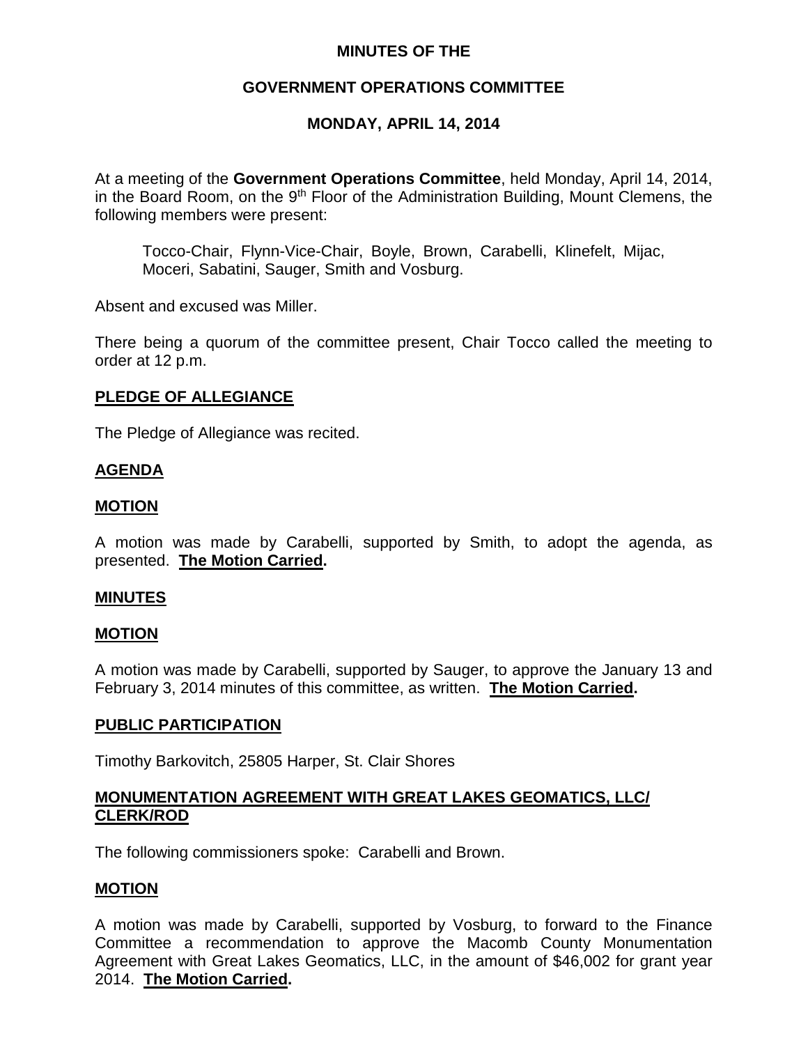# MINUTES OF THE

## GOVERNMENT OPERATIONS COMMITTEE

## MONDAY, APRIL 14, 2014

At a meeting of the **Government Operations Committee**, held Monday, April 14, 2014, in the Board Room, on the 9th Floor of the Administration Building, Mount Clemens, the following members were present:

> Tocco-Chair, Flynn-Vice-Chair, Boyle, Brown, Carabelli, Klinefelt, Mijac, Moceri, Sabatini, Sauger, Smith and Vosburg.

Absent and excused was Miller.

There being a quorum of the committee present, Chair Tocco called the meeting to order at 12 p.m.

**PLEDGE OF ALLEGIANCE**

The Pledge of Allegiance was recited.

**AGENDA**

**MOTION**

A motion was made by Carabelli, supported by Smith, to adopt the agenda, as presented. **The Motion Carried.**

**MINUTES**

**MOTION**

A motion was made by Carabelli, supported by Sauger, to approve the January 13 and February 3, 2014 minutes of this committee, as written. **The Motion Carried.**

**PUBLIC PARTICIPATION**

Timothy Barkovitch, 25805 Harper, St. Clair Shores

**MONUMENTATION AGREEMENT WITH GREAT LAKES GEOMATICS, LLC/ CLERK/ROD**

The following commissioners spoke: Carabelli and Brown.

**MOTION**

A motion was made by Carabelli, supported by Vosburg, to forward to the Finance Committee a recommendation to approve the Macomb County Monumentation Agreement with Great Lakes Geomatics, LLC, in the amount of $46,002 for grant year 2014. **The Motion Carried.**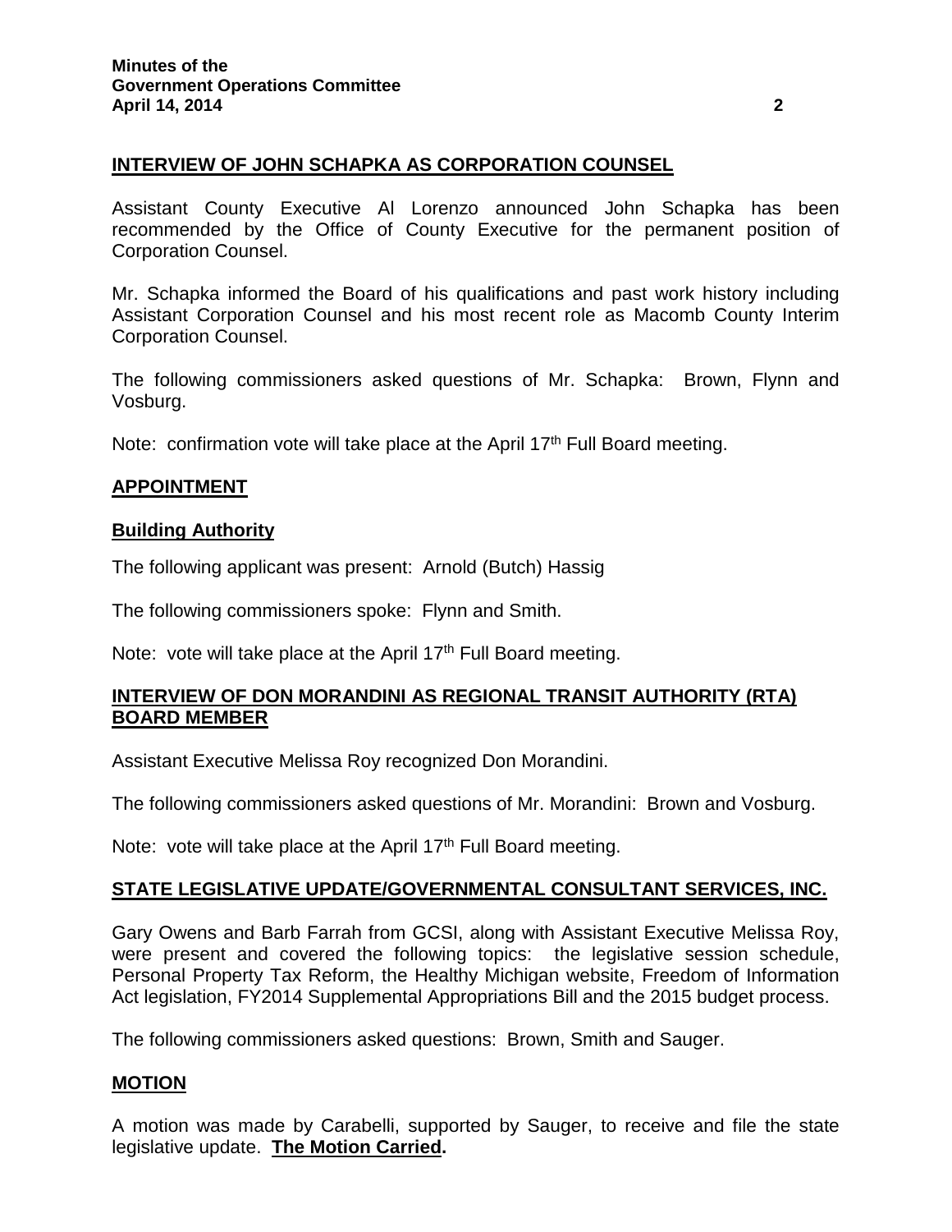## INTERVIEW OF JOHN SCHAPKA AS CORPORATION COUNSEL

Assistant County Executive Al Lorenzo announced John Schapka has been recommended by the Office of County Executive for the permanent position of Corporation Counsel.

Mr. Schapka informed the Board of his qualifications and past work history including Assistant Corporation Counsel and his most recent role as Macomb County Interim Corporation Counsel.

The following commissioners asked questions of Mr. Schapka: Brown, Flynn and Vosburg.

Note: confirmation vote will take place at the April 17th Full Board meeting.

## APPOINTMENT

### Building Authority

The following applicant was present: Arnold (Butch) Hassig

The following commissioners spoke: Flynn and Smith.

Note: vote will take place at the April 17th Full Board meeting.

## INTERVIEW OF DON MORANDINI AS REGIONAL TRANSIT AUTHORITY (RTA) BOARD MEMBER

Assistant Executive Melissa Roy recognized Don Morandini.

The following commissioners asked questions of Mr. Morandini: Brown and Vosburg.

Note: vote will take place at the April 17th Full Board meeting.

## STATE LEGISLATIVE UPDATE/GOVERNMENTAL CONSULTANT SERVICES, INC.

Gary Owens and Barb Farrah from GCSI, along with Assistant Executive Melissa Roy, were present and covered the following topics: the legislative session schedule, Personal Property Tax Reform, the Healthy Michigan website, Freedom of Information Act legislation, FY2014 Supplemental Appropriations Bill and the 2015 budget process.

The following commissioners asked questions: Brown, Smith and Sauger.

## MOTION

A motion was made by Carabelli, supported by Sauger, to receive and file the state legislative update. **The Motion Carried.**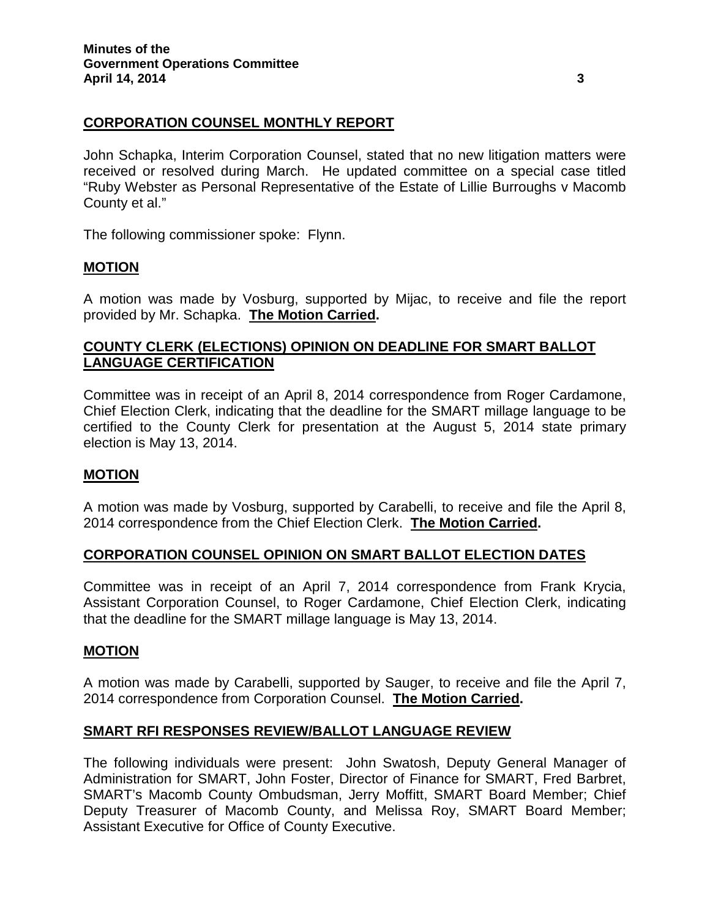## CORPORATION COUNSEL MONTHLY REPORT

John Schapka, Interim Corporation Counsel, stated that no new litigation matters were received or resolved during March. He updated committee on a special case titled "Ruby Webster as Personal Representative of the Estate of Lillie Burroughs v Macomb County et al."

The following commissioner spoke: Flynn.

## MOTION

A motion was made by Vosburg, supported by Mijac, to receive and file the report provided by Mr. Schapka. **The Motion Carried.**

## COUNTY CLERK (ELECTIONS) OPINION ON DEADLINE FOR SMART BALLOT LANGUAGE CERTIFICATION

Committee was in receipt of an April 8, 2014 correspondence from Roger Cardamone, Chief Election Clerk, indicating that the deadline for the SMART millage language to be certified to the County Clerk for presentation at the August 5, 2014 state primary election is May 13, 2014.

## MOTION

A motion was made by Vosburg, supported by Carabelli, to receive and file the April 8, 2014 correspondence from the Chief Election Clerk. **The Motion Carried.**

## CORPORATION COUNSEL OPINION ON SMART BALLOT ELECTION DATES

Committee was in receipt of an April 7, 2014 correspondence from Frank Krycia, Assistant Corporation Counsel, to Roger Cardamone, Chief Election Clerk, indicating that the deadline for the SMART millage language is May 13, 2014.

## MOTION

A motion was made by Carabelli, supported by Sauger, to receive and file the April 7, 2014 correspondence from Corporation Counsel. **The Motion Carried.**

## SMART RFI RESPONSES REVIEW/BALLOT LANGUAGE REVIEW

The following individuals were present: John Swatosh, Deputy General Manager of Administration for SMART, John Foster, Director of Finance for SMART, Fred Barbret, SMART's Macomb County Ombudsman, Jerry Moffitt, SMART Board Member; Chief Deputy Treasurer of Macomb County, and Melissa Roy, SMART Board Member; Assistant Executive for Office of County Executive.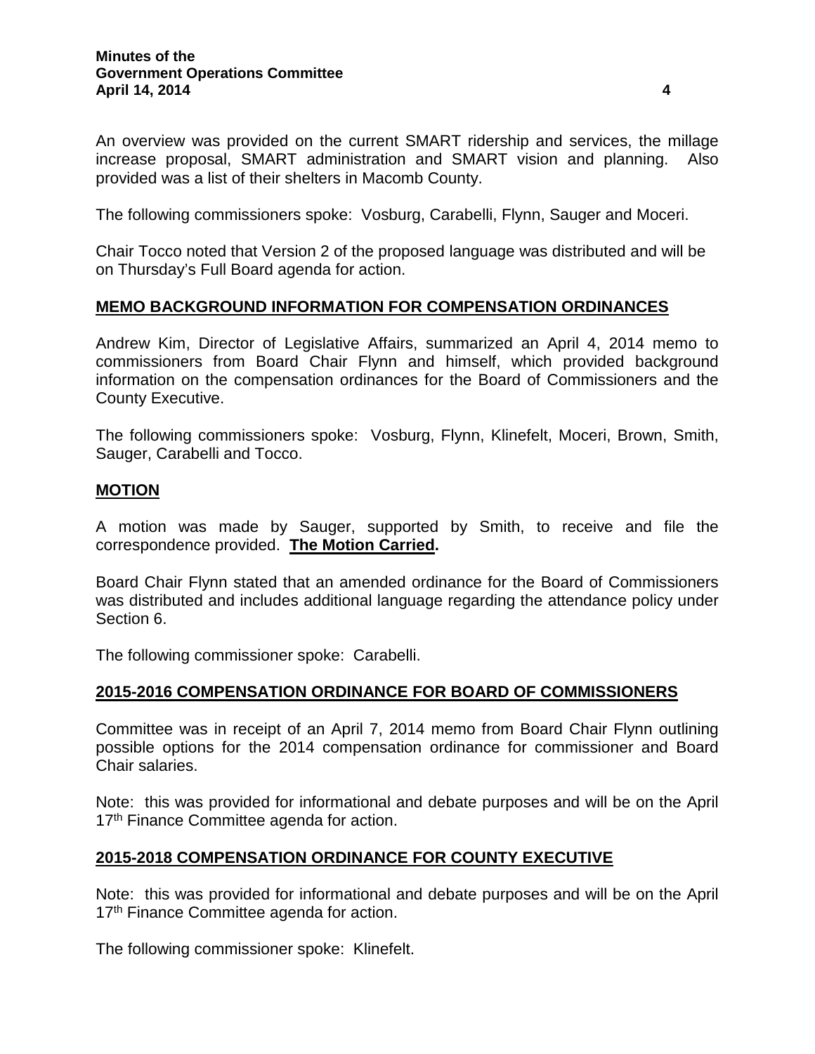An overview was provided on the current SMART ridership and services, the millage increase proposal, SMART administration and SMART vision and planning. Also provided was a list of their shelters in Macomb County.

The following commissioners spoke: Vosburg, Carabelli, Flynn, Sauger and Moceri.

Chair Tocco noted that Version 2 of the proposed language was distributed and will be on Thursday's Full Board agenda for action.

## MEMO BACKGROUND INFORMATION FOR COMPENSATION ORDINANCES

Andrew Kim, Director of Legislative Affairs, summarized an April 4, 2014 memo to commissioners from Board Chair Flynn and himself, which provided background information on the compensation ordinances for the Board of Commissioners and the County Executive.

The following commissioners spoke: Vosburg, Flynn, Klinefelt, Moceri, Brown, Smith, Sauger, Carabelli and Tocco.

## MOTION

A motion was made by Sauger, supported by Smith, to receive and file the correspondence provided. **The Motion Carried.**

Board Chair Flynn stated that an amended ordinance for the Board of Commissioners was distributed and includes additional language regarding the attendance policy under Section 6.

The following commissioner spoke: Carabelli.

## 2015-2016 COMPENSATION ORDINANCE FOR BOARD OF COMMISSIONERS

Committee was in receipt of an April 7, 2014 memo from Board Chair Flynn outlining possible options for the 2014 compensation ordinance for commissioner and Board Chair salaries.

Note: this was provided for informational and debate purposes and will be on the April 17th Finance Committee agenda for action.

## 2015-2018 COMPENSATION ORDINANCE FOR COUNTY EXECUTIVE

Note: this was provided for informational and debate purposes and will be on the April 17th Finance Committee agenda for action.

The following commissioner spoke: Klinefelt.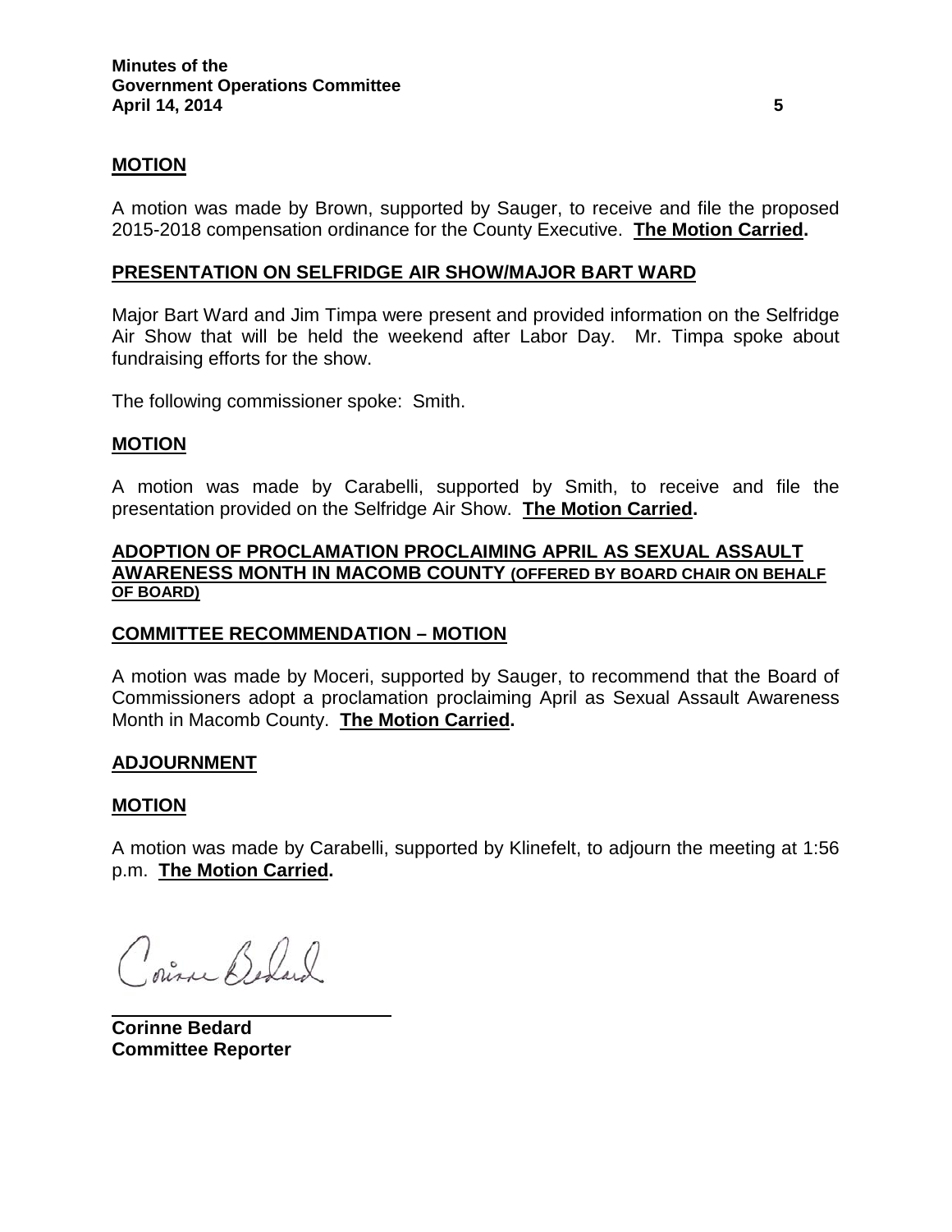## **MOTION**

A motion was made by Brown, supported by Sauger, to receive and file the proposed 2015-2018 compensation ordinance for the County Executive. **The Motion Carried.**

## **PRESENTATION ON SELFRIDGE AIR SHOW/MAJOR BART WARD**

Major Bart Ward and Jim Timpa were present and provided information on the Selfridge Air Show that will be held the weekend after Labor Day. Mr. Timpa spoke about fundraising efforts for the show.

The following commissioner spoke: Smith.

## **MOTION**

A motion was made by Carabelli, supported by Smith, to receive and file the presentation provided on the Selfridge Air Show. **The Motion Carried.**

## **ADOPTION OF PROCLAMATION PROCLAIMING APRIL AS SEXUAL ASSAULT AWARENESS MONTH IN MACOMB COUNTY (OFFERED BY BOARD CHAIR ON BEHALF OF BOARD)**

## **COMMITTEE RECOMMENDATION – MOTION**

A motion was made by Moceri, supported by Sauger, to recommend that the Board of Commissioners adopt a proclamation proclaiming April as Sexual Assault Awareness Month in Macomb County. **The Motion Carried.**

## **ADJOURNMENT**

## **MOTION**

A motion was made by Carabelli, supported by Klinefelt, to adjourn the meeting at 1:56 p.m. **The Motion Carried.**

Corinne Bedard

**Corinne Bedard**
**Committee Reporter**